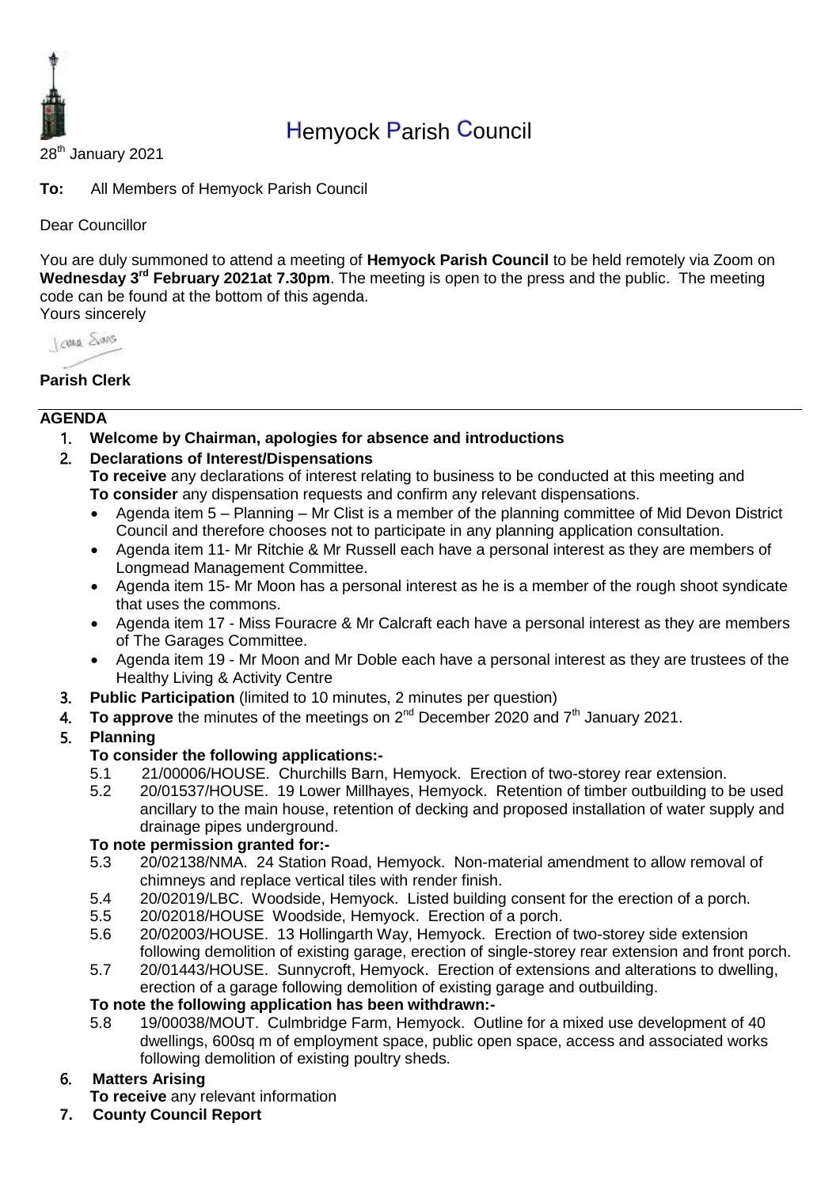# Hemyock Parish Council

28th January 2021

**To:** All Members of Hemyock Parish Council

Dear Councillor

You are duly summoned to attend a meeting of **Hemyock Parish Council** to be held remotely via Zoom on **Wednesday 3rd February 2021at 7.30pm**. The meeting is open to the press and the public. The meeting code can be found at the bottom of this agenda.

Yours sincerely

**Parish Clerk**

## AGENDA

1. **Welcome by Chairman, apologies for absence and introductions**
2. **Declarations of Interest/Dispensations**
   **To receive** any declarations of interest relating to business to be conducted at this meeting and **To consider** any dispensation requests and confirm any relevant dispensations.
   - Agenda item 5 – Planning – Mr Clist is a member of the planning committee of Mid Devon District Council and therefore chooses not to participate in any planning application consultation.
   - Agenda item 11- Mr Ritchie & Mr Russell each have a personal interest as they are members of Longmead Management Committee.
   - Agenda item 15- Mr Moon has a personal interest as he is a member of the rough shoot syndicate that uses the commons.
   - Agenda item 17 - Miss Fouracre & Mr Calcraft each have a personal interest as they are members of The Garages Committee.
   - Agenda item 19 - Mr Moon and Mr Doble each have a personal interest as they are trustees of the Healthy Living & Activity Centre
3. **Public Participation** (limited to 10 minutes, 2 minutes per question)
4. **To approve** the minutes of the meetings on 2nd December 2020 and 7th January 2021.
5. **Planning**

   **To consider the following applications:-**
   - 5.1 21/00006/HOUSE. Churchills Barn, Hemyock. Erection of two-storey rear extension.
   - 5.2 20/01537/HOUSE. 19 Lower Millhayes, Hemyock. Retention of timber outbuilding to be used ancillary to the main house, retention of decking and proposed installation of water supply and drainage pipes underground.

   **To note permission granted for:-**
   - 5.3 20/02138/NMA. 24 Station Road, Hemyock. Non-material amendment to allow removal of chimneys and replace vertical tiles with render finish.
   - 5.4 20/02019/LBC. Woodside, Hemyock. Listed building consent for the erection of a porch.
   - 5.5 20/02018/HOUSE Woodside, Hemyock. Erection of a porch.
   - 5.6 20/02003/HOUSE. 13 Hollingarth Way, Hemyock. Erection of two-storey side extension following demolition of existing garage, erection of single-storey rear extension and front porch.
   - 5.7 20/01443/HOUSE. Sunnycroft, Hemyock. Erection of extensions and alterations to dwelling, erection of a garage following demolition of existing garage and outbuilding.

   **To note the following application has been withdrawn:-**
   - 5.8 19/00038/MOUT. Culmbridge Farm, Hemyock. Outline for a mixed use development of 40 dwellings, 600sq m of employment space, public open space, access and associated works following demolition of existing poultry sheds.
6. **Matters Arising**
   **To receive** any relevant information
7. **County Council Report**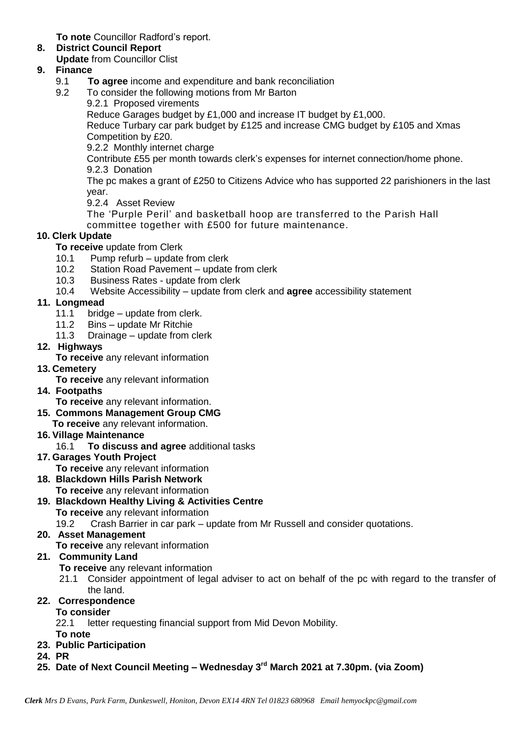**To note** Councillor Radford's report.

**8. District Council Report**

**Update** from Councillor Clist

**9. Finance**

9.1 **To agree** income and expenditure and bank reconciliation

9.2 To consider the following motions from Mr Barton

9.2.1 Proposed virements

Reduce Garages budget by £1,000 and increase IT budget by £1,000.

Reduce Turbary car park budget by £125 and increase CMG budget by £105 and Xmas Competition by £20.

9.2.2 Monthly internet charge

Contribute £55 per month towards clerk's expenses for internet connection/home phone.

9.2.3 Donation

The pc makes a grant of £250 to Citizens Advice who has supported 22 parishioners in the last year.

9.2.4 Asset Review

The 'Purple Peril' and basketball hoop are transferred to the Parish Hall committee together with £500 for future maintenance.

**10. Clerk Update**

**To receive** update from Clerk

10.1 Pump refurb – update from clerk

10.2 Station Road Pavement – update from clerk

10.3 Business Rates - update from clerk

10.4 Website Accessibility – update from clerk and **agree** accessibility statement

**11. Longmead**

11.1 bridge – update from clerk.

11.2 Bins – update Mr Ritchie

11.3 Drainage – update from clerk

**12. Highways**

**To receive** any relevant information

**13. Cemetery**

**To receive** any relevant information

**14. Footpaths**

**To receive** any relevant information.

**15. Commons Management Group CMG**

**To receive** any relevant information.

**16. Village Maintenance**

16.1 **To discuss and agree** additional tasks

**17. Garages Youth Project**

**To receive** any relevant information

**18. Blackdown Hills Parish Network**

**To receive** any relevant information

**19. Blackdown Healthy Living & Activities Centre**

**To receive** any relevant information

19.2 Crash Barrier in car park – update from Mr Russell and consider quotations.

**20. Asset Management**

**To receive** any relevant information

**21. Community Land**

**To receive** any relevant information

21.1 Consider appointment of legal adviser to act on behalf of the pc with regard to the transfer of the land.

**22. Correspondence**

**To consider**

22.1 letter requesting financial support from Mid Devon Mobility.

**To note**

**23. Public Participation**

**24. PR**

**25. Date of Next Council Meeting – Wednesday 3rd March 2021 at 7.30pm. (via Zoom)**

*Clerk Mrs D Evans, Park Farm, Dunkeswell, Honiton, Devon EX14 4RN Tel 01823 680968 Email hemyockpc@gmail.com*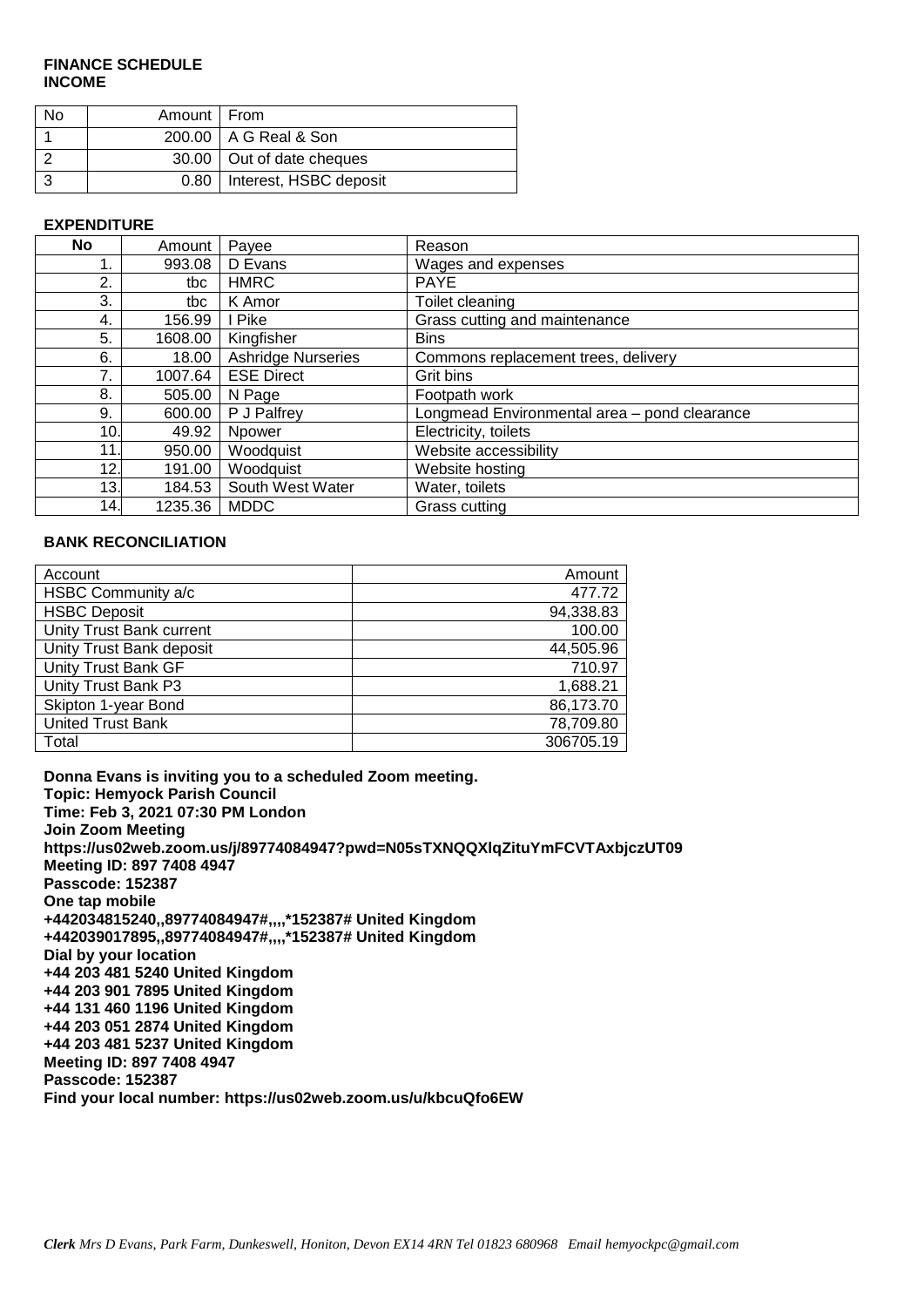**FINANCE SCHEDULE**
**INCOME**

| No | Amount | From |
|---|---|---|
| 1 | 200.00 | A G Real & Son |
| 2 | 30.00 | Out of date cheques |
| 3 | 0.80 | Interest, HSBC deposit |

**EXPENDITURE**

| No | Amount | Payee | Reason |
|---|---|---|---|
| 1. | 993.08 | D Evans | Wages and expenses |
| 2. | tbc | HMRC | PAYE |
| 3. | tbc | K Amor | Toilet cleaning |
| 4. | 156.99 | I Pike | Grass cutting and maintenance |
| 5. | 1608.00 | Kingfisher | Bins |
| 6. | 18.00 | Ashridge Nurseries | Commons replacement trees, delivery |
| 7. | 1007.64 | ESE Direct | Grit bins |
| 8. | 505.00 | N Page | Footpath work |
| 9. | 600.00 | P J Palfrey | Longmead Environmental area – pond clearance |
| 10. | 49.92 | Npower | Electricity, toilets |
| 11. | 950.00 | Woodquist | Website accessibility |
| 12. | 191.00 | Woodquist | Website hosting |
| 13. | 184.53 | South West Water | Water, toilets |
| 14. | 1235.36 | MDDC | Grass cutting |

**BANK RECONCILIATION**

| Account | Amount |
|---|---|
| HSBC Community a/c | 477.72 |
| HSBC Deposit | 94,338.83 |
| Unity Trust Bank current | 100.00 |
| Unity Trust Bank deposit | 44,505.96 |
| Unity Trust Bank GF | 710.97 |
| Unity Trust Bank P3 | 1,688.21 |
| Skipton 1-year Bond | 86,173.70 |
| United Trust Bank | 78,709.80 |
| Total | 306705.19 |

**Donna Evans is inviting you to a scheduled Zoom meeting.**
**Topic: Hemyock Parish Council**
**Time: Feb 3, 2021 07:30 PM London**
**Join Zoom Meeting**
**https://us02web.zoom.us/j/89774084947?pwd=N05sTXNQQXlqZituYmFCVTAxbjczUT09**
**Meeting ID: 897 7408 4947**
**Passcode: 152387**
**One tap mobile**
**+442034815240,,89774084947#,,,,*152387# United Kingdom**
**+442039017895,,89774084947#,,,,*152387# United Kingdom**
**Dial by your location**
**+44 203 481 5240 United Kingdom**
**+44 203 901 7895 United Kingdom**
**+44 131 460 1196 United Kingdom**
**+44 203 051 2874 United Kingdom**
**+44 203 481 5237 United Kingdom**
**Meeting ID: 897 7408 4947**
**Passcode: 152387**
**Find your local number: https://us02web.zoom.us/u/kbcuQfo6EW**